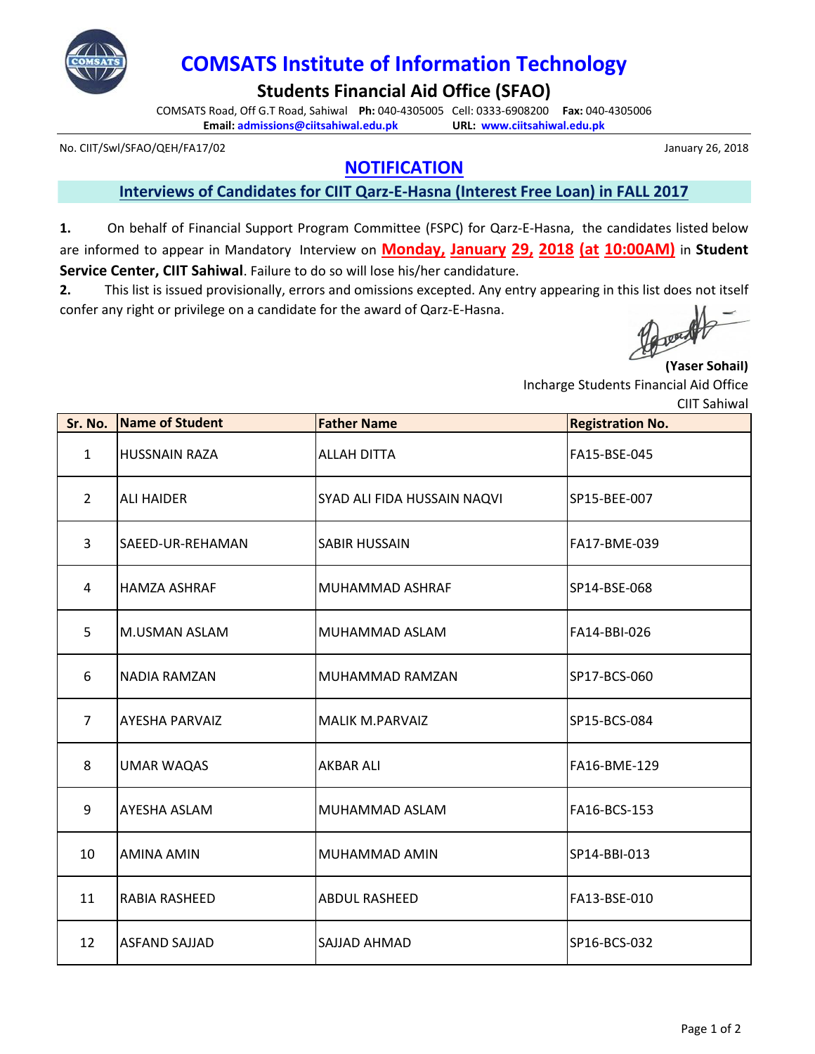# COMSATS Institute of Information Technology

## Students Financial Aid Office (SFAO)

COMSATS Road, Off G.T Road, Sahiwal **Ph:** 040-4305005 Cell: 0333-6908200 **Fax:** 040-4305006
**Email:** admissions@ciitsahiwal.edu.pk **URL:** www.ciitsahiwal.edu.pk

No. CIIT/Swl/SFAO/QEH/FA17/02 January 26, 2018

## NOTIFICATION

### Interviews of Candidates for CIIT Qarz-E-Hasna (Interest Free Loan) in FALL 2017

**1.** On behalf of Financial Support Program Committee (FSPC) for Qarz-E-Hasna, the candidates listed below are informed to appear in Mandatory Interview on **Monday, January 29, 2018 (at 10:00AM)** in **Student Service Center, CIIT Sahiwal**. Failure to do so will lose his/her candidature.

**2.** This list is issued provisionally, errors and omissions excepted. Any entry appearing in this list does not itself confer any right or privilege on a candidate for the award of Qarz-E-Hasna.

**(Yaser Sohail)**
Incharge Students Financial Aid Office
CIIT Sahiwal

| Sr. No. | Name of Student | Father Name | Registration No. |
|---|---|---|---|
| 1 | HUSSNAIN RAZA | ALLAH DITTA | FA15-BSE-045 |
| 2 | ALI HAIDER | SYAD ALI FIDA HUSSAIN NAQVI | SP15-BEE-007 |
| 3 | SAEED-UR-REHAMAN | SABIR HUSSAIN | FA17-BME-039 |
| 4 | HAMZA ASHRAF | MUHAMMAD ASHRAF | SP14-BSE-068 |
| 5 | M.USMAN ASLAM | MUHAMMAD ASLAM | FA14-BBI-026 |
| 6 | NADIA RAMZAN | MUHAMMAD RAMZAN | SP17-BCS-060 |
| 7 | AYESHA PARVAIZ | MALIK M.PARVAIZ | SP15-BCS-084 |
| 8 | UMAR WAQAS | AKBAR ALI | FA16-BME-129 |
| 9 | AYESHA ASLAM | MUHAMMAD ASLAM | FA16-BCS-153 |
| 10 | AMINA AMIN | MUHAMMAD AMIN | SP14-BBI-013 |
| 11 | RABIA RASHEED | ABDUL RASHEED | FA13-BSE-010 |
| 12 | ASFAND SAJJAD | SAJJAD AHMAD | SP16-BCS-032 |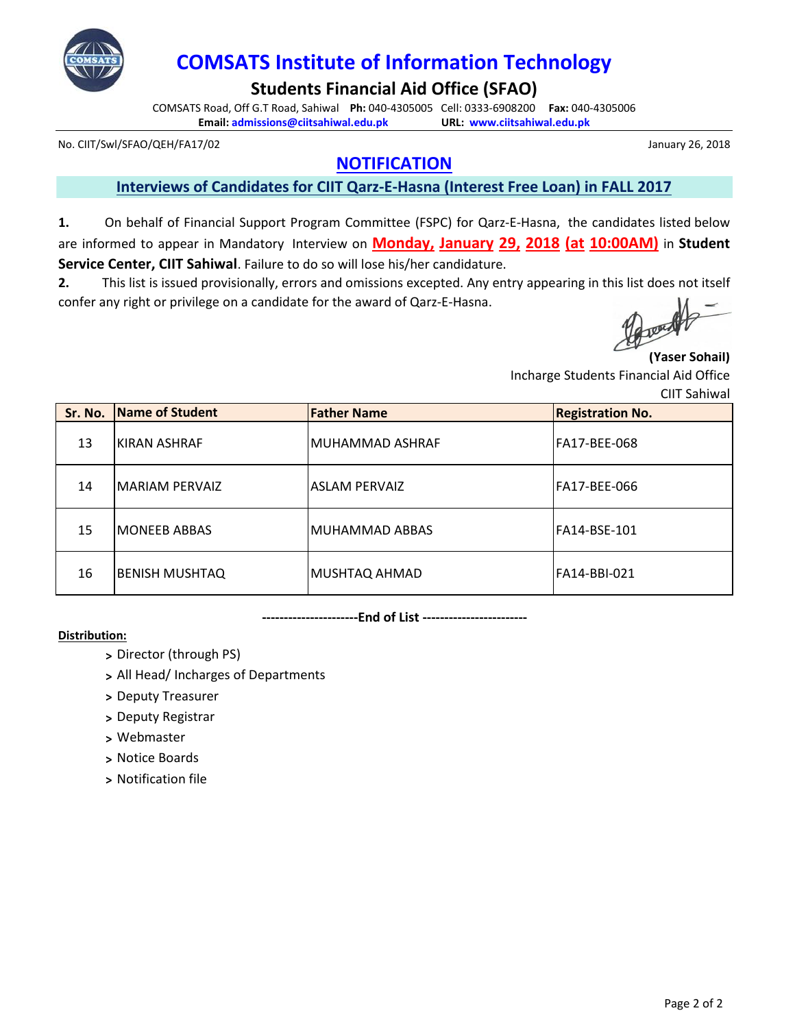# COMSATS Institute of Information Technology

## Students Financial Aid Office (SFAO)

COMSATS Road, Off G.T Road, Sahiwal **Ph:** 040-4305005 Cell: 0333-6908200 **Fax:** 040-4305006
**Email:** admissions@ciitsahiwal.edu.pk **URL:** www.ciitsahiwal.edu.pk

No. CIIT/Swl/SFAO/QEH/FA17/02 January 26, 2018

## NOTIFICATION

### Interviews of Candidates for CIIT Qarz-E-Hasna (Interest Free Loan) in FALL 2017

**1.** On behalf of Financial Support Program Committee (FSPC) for Qarz-E-Hasna, the candidates listed below are informed to appear in Mandatory Interview on **Monday, January 29, 2018 (at 10:00AM)** in **Student Service Center, CIIT Sahiwal**. Failure to do so will lose his/her candidature.

**2.** This list is issued provisionally, errors and omissions excepted. Any entry appearing in this list does not itself confer any right or privilege on a candidate for the award of Qarz-E-Hasna.

**(Yaser Sohail)**
Incharge Students Financial Aid Office
CIIT Sahiwal

| Sr. No. | Name of Student | Father Name | Registration No. |
|---|---|---|---|
| 13 | KIRAN ASHRAF | MUHAMMAD ASHRAF | FA17-BEE-068 |
| 14 | MARIAM PERVAIZ | ASLAM PERVAIZ | FA17-BEE-066 |
| 15 | MONEEB ABBAS | MUHAMMAD ABBAS | FA14-BSE-101 |
| 16 | BENISH MUSHTAQ | MUSHTAQ AHMAD | FA14-BBI-021 |

---------------------**End of List** -----------------------

**Distribution:**

- Director (through PS)
- All Head/ Incharges of Departments
- Deputy Treasurer
- Deputy Registrar
- Webmaster
- Notice Boards
- Notification file